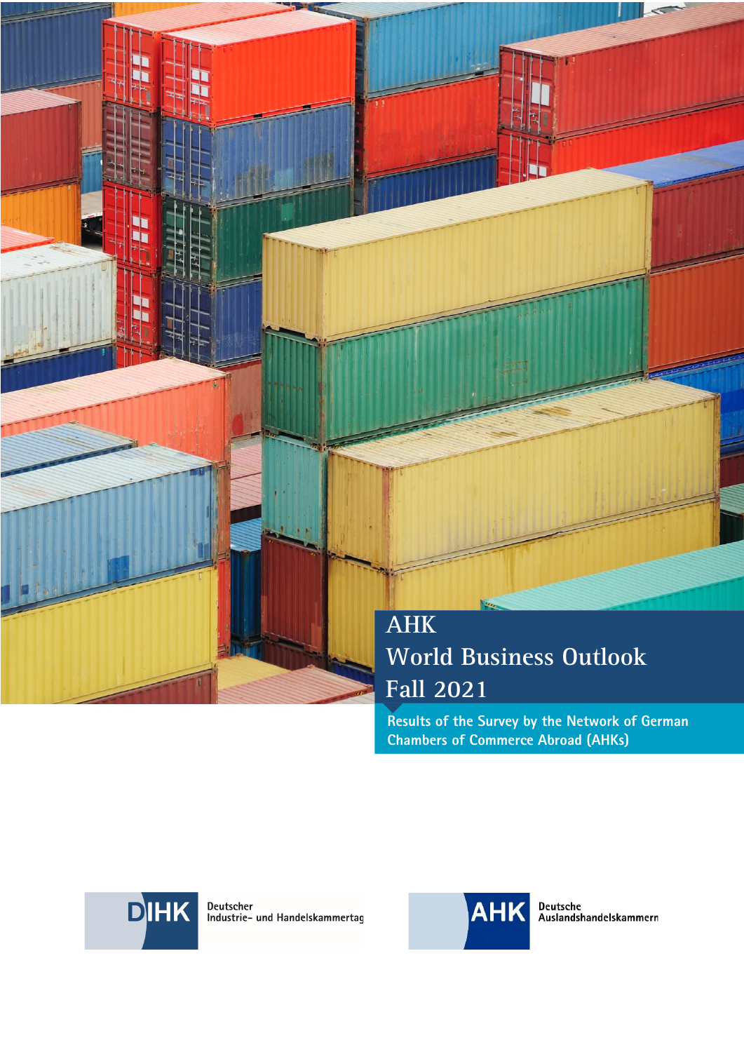# AHK World Business Outlook Fall 2021

Results of the Survey by the Network of German Chambers of Commerce Abroad (AHKs)

DIHK Deutscher Industrie- und Handelskammertag

AHK Deutsche Auslandshandelskammern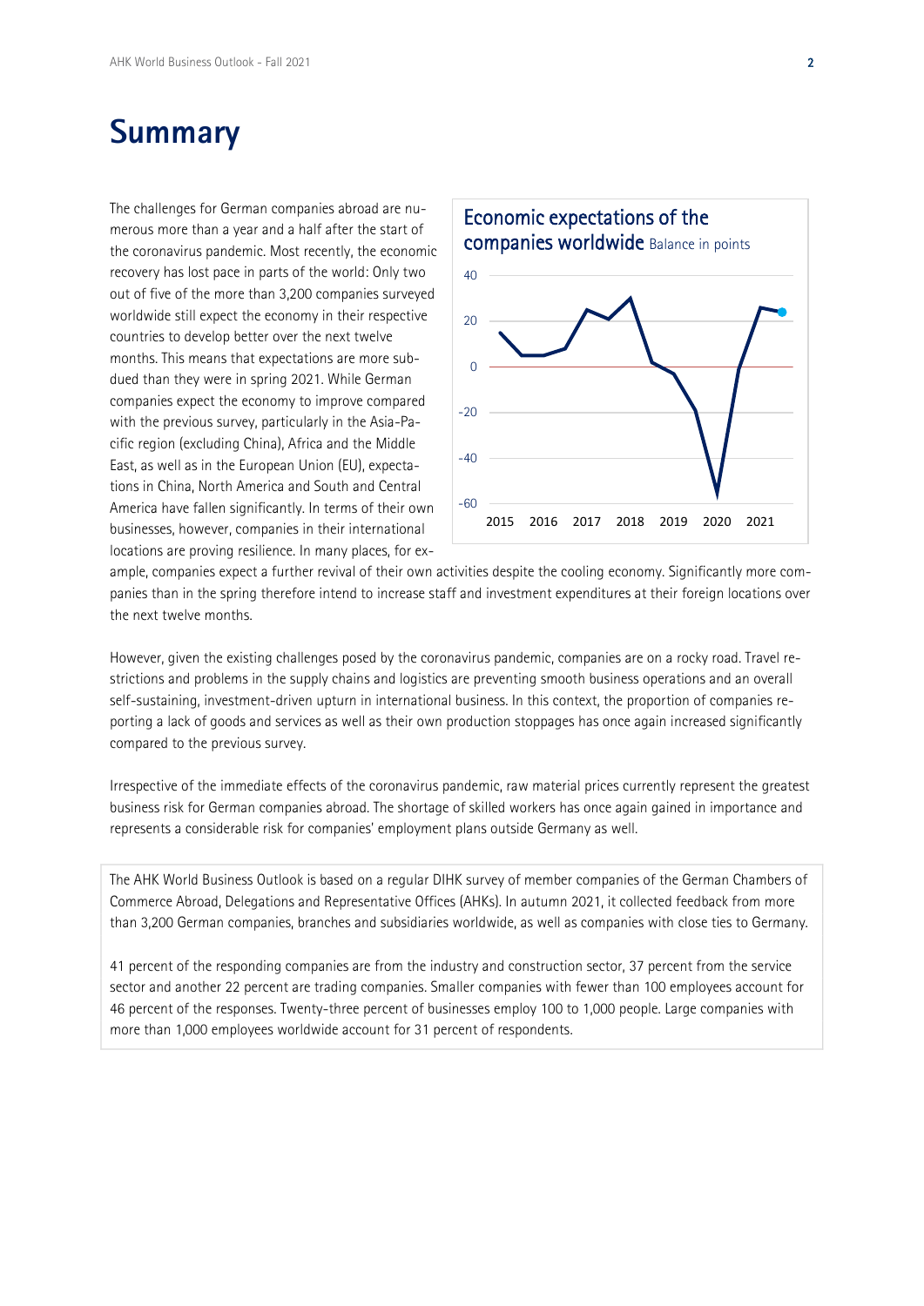# Summary

The challenges for German companies abroad are numerous more than a year and a half after the start of the coronavirus pandemic. Most recently, the economic recovery has lost pace in parts of the world: Only two out of five of the more than 3,200 companies surveyed worldwide still expect the economy in their respective countries to develop better over the next twelve months. This means that expectations are more subdued than they were in spring 2021. While German companies expect the economy to improve compared with the previous survey, particularly in the Asia-Pacific region (excluding China), Africa and the Middle East, as well as in the European Union (EU), expectations in China, North America and South and Central America have fallen significantly. In terms of their own businesses, however, companies in their international locations are proving resilience. In many places, for example, companies expect a further revival of their own activities despite the cooling economy. Significantly more companies than in the spring therefore intend to increase staff and investment expenditures at their foreign locations over the next twelve months.

**Economic expectations of the companies worldwide** Balance in points

However, given the existing challenges posed by the coronavirus pandemic, companies are on a rocky road. Travel restrictions and problems in the supply chains and logistics are preventing smooth business operations and an overall self-sustaining, investment-driven upturn in international business. In this context, the proportion of companies reporting a lack of goods and services as well as their own production stoppages has once again increased significantly compared to the previous survey.

Irrespective of the immediate effects of the coronavirus pandemic, raw material prices currently represent the greatest business risk for German companies abroad. The shortage of skilled workers has once again gained in importance and represents a considerable risk for companies' employment plans outside Germany as well.

The AHK World Business Outlook is based on a regular DIHK survey of member companies of the German Chambers of Commerce Abroad, Delegations and Representative Offices (AHKs). In autumn 2021, it collected feedback from more than 3,200 German companies, branches and subsidiaries worldwide, as well as companies with close ties to Germany.

41 percent of the responding companies are from the industry and construction sector, 37 percent from the service sector and another 22 percent are trading companies. Smaller companies with fewer than 100 employees account for 46 percent of the responses. Twenty-three percent of businesses employ 100 to 1,000 people. Large companies with more than 1,000 employees worldwide account for 31 percent of respondents.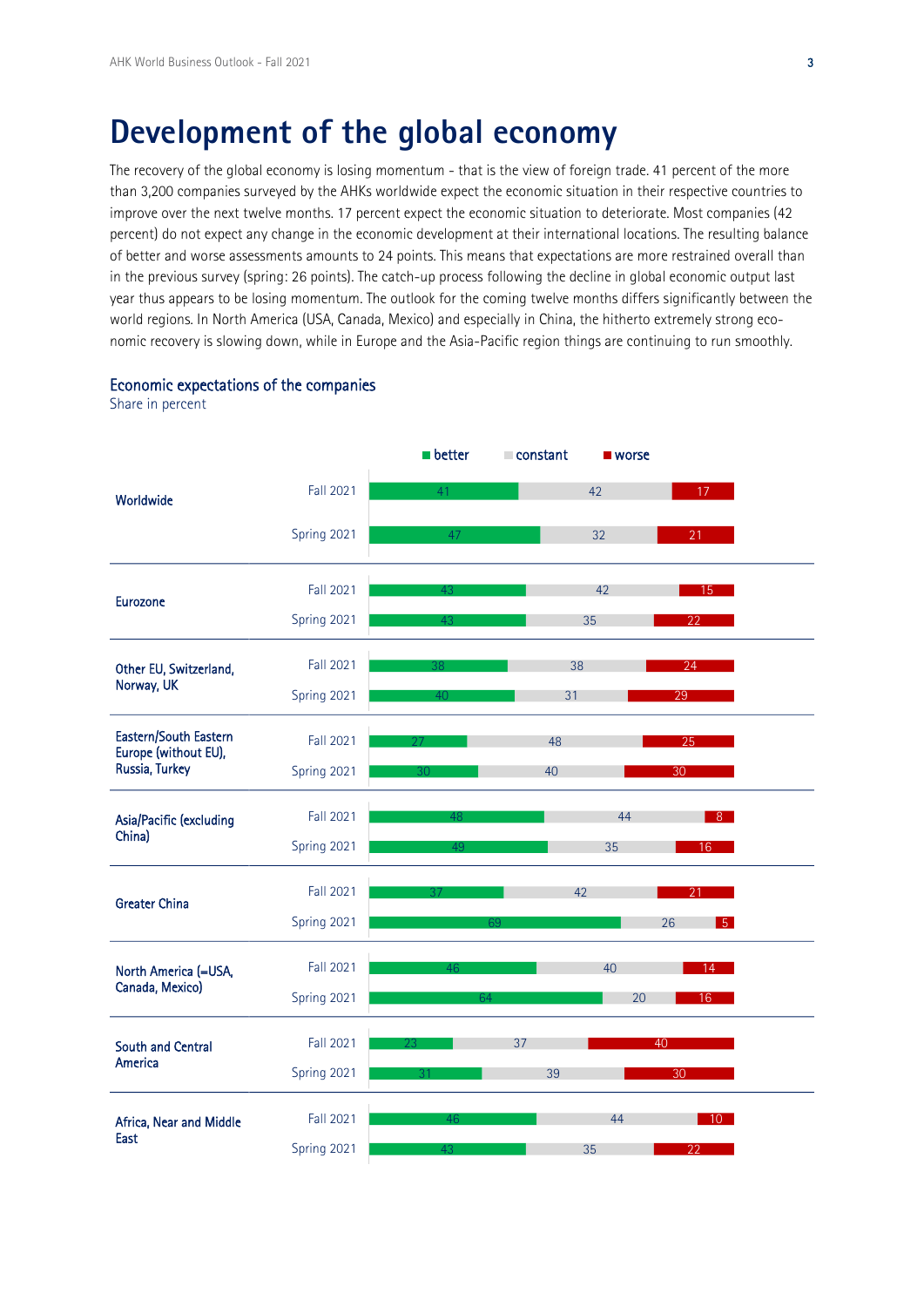# Development of the global economy

The recovery of the global economy is losing momentum - that is the view of foreign trade. 41 percent of the more than 3,200 companies surveyed by the AHKs worldwide expect the economic situation in their respective countries to improve over the next twelve months. 17 percent expect the economic situation to deteriorate. Most companies (42 percent) do not expect any change in the economic development at their international locations. The resulting balance of better and worse assessments amounts to 24 points. This means that expectations are more restrained overall than in the previous survey (spring: 26 points). The catch-up process following the decline in global economic output last year thus appears to be losing momentum. The outlook for the coming twelve months differs significantly between the world regions. In North America (USA, Canada, Mexico) and especially in China, the hitherto extremely strong economic recovery is slowing down, while in Europe and the Asia-Pacific region things are continuing to run smoothly.

## Economic expectations of the companies

Share in percent

| Region | Survey | better | constant | worse |
|---|---|---|---|---|
| Worldwide | Fall 2021 | 41 | 42 | 17 |
| | Spring 2021 | 47 | 32 | 21 |
| Eurozone | Fall 2021 | 43 | 42 | 15 |
| | Spring 2021 | 43 | 35 | 22 |
| Other EU, Switzerland, Norway, UK | Fall 2021 | 38 | 38 | 24 |
| | Spring 2021 | 40 | 31 | 29 |
| Eastern/South Eastern Europe (without EU), Russia, Turkey | Fall 2021 | 27 | 48 | 25 |
| | Spring 2021 | 30 | 40 | 30 |
| Asia/Pacific (excluding China) | Fall 2021 | 48 | 44 | 8 |
| | Spring 2021 | 49 | 35 | 16 |
| Greater China | Fall 2021 | 37 | 42 | 21 |
| | Spring 2021 | 69 | 26 | 5 |
| North America (=USA, Canada, Mexico) | Fall 2021 | 46 | 40 | 14 |
| | Spring 2021 | 64 | 20 | 16 |
| South and Central America | Fall 2021 | 23 | 37 | 40 |
| | Spring 2021 | 31 | 39 | 30 |
| Africa, Near and Middle East | Fall 2021 | 46 | 44 | 10 |
| | Spring 2021 | 43 | 35 | 22 |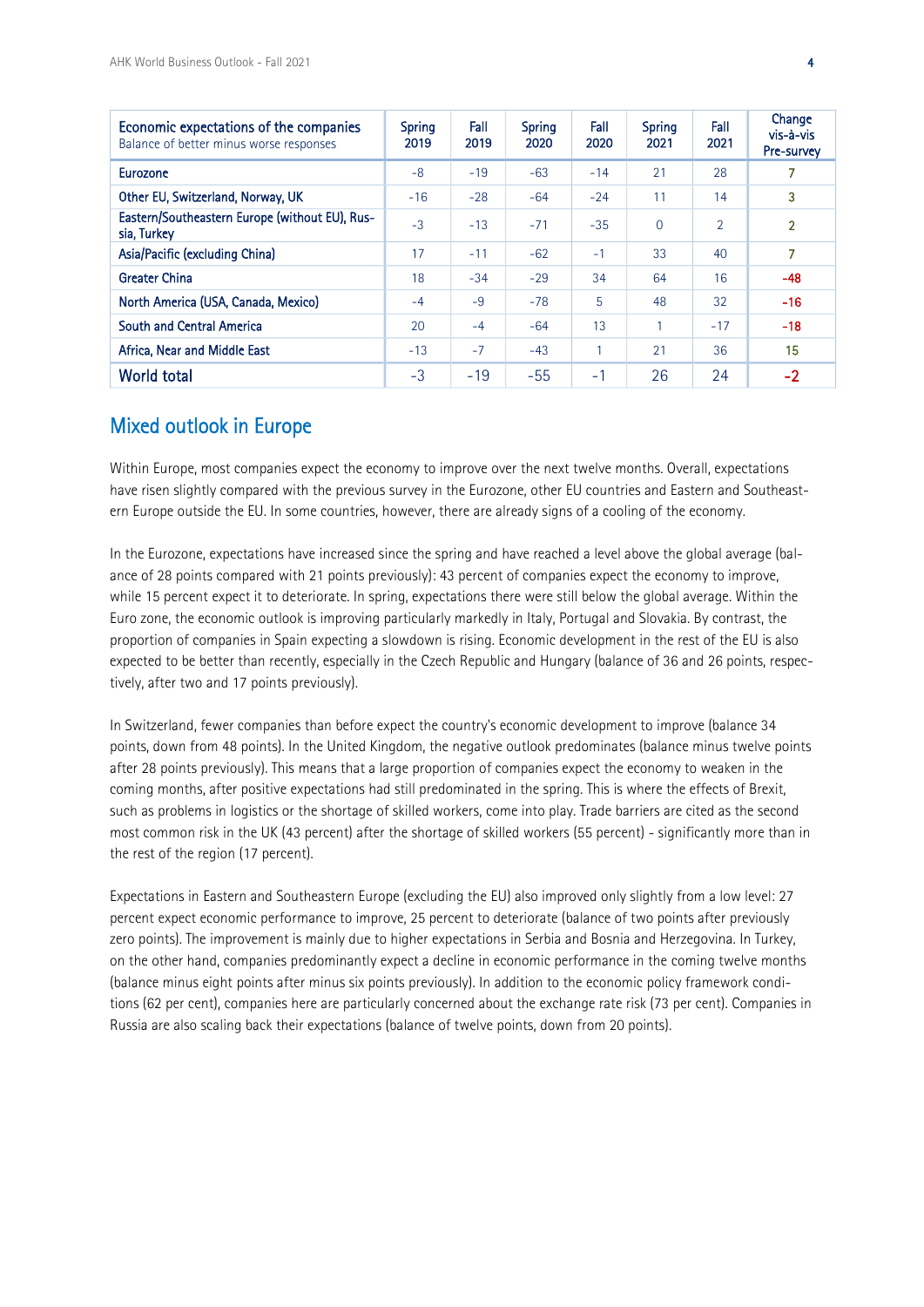| Economic expectations of the companies<br>Balance of better minus worse responses | Spring 2019 | Fall 2019 | Spring 2020 | Fall 2020 | Spring 2021 | Fall 2021 | Change vis-à-vis Pre-survey |
|---|---|---|---|---|---|---|---|
| Eurozone | -8 | -19 | -63 | -14 | 21 | 28 | 7 |
| Other EU, Switzerland, Norway, UK | -16 | -28 | -64 | -24 | 11 | 14 | 3 |
| Eastern/Southeastern Europe (without EU), Russia, Turkey | -3 | -13 | -71 | -35 | 0 | 2 | 2 |
| Asia/Pacific (excluding China) | 17 | -11 | -62 | -1 | 33 | 40 | 7 |
| Greater China | 18 | -34 | -29 | 34 | 64 | 16 | -48 |
| North America (USA, Canada, Mexico) | -4 | -9 | -78 | 5 | 48 | 32 | -16 |
| South and Central America | 20 | -4 | -64 | 13 | 1 | -17 | -18 |
| Africa, Near and Middle East | -13 | -7 | -43 | 1 | 21 | 36 | 15 |
| World total | -3 | -19 | -55 | -1 | 26 | 24 | -2 |

## Mixed outlook in Europe

Within Europe, most companies expect the economy to improve over the next twelve months. Overall, expectations have risen slightly compared with the previous survey in the Eurozone, other EU countries and Eastern and Southeastern Europe outside the EU. In some countries, however, there are already signs of a cooling of the economy.

In the Eurozone, expectations have increased since the spring and have reached a level above the global average (balance of 28 points compared with 21 points previously): 43 percent of companies expect the economy to improve, while 15 percent expect it to deteriorate. In spring, expectations there were still below the global average. Within the Euro zone, the economic outlook is improving particularly markedly in Italy, Portugal and Slovakia. By contrast, the proportion of companies in Spain expecting a slowdown is rising. Economic development in the rest of the EU is also expected to be better than recently, especially in the Czech Republic and Hungary (balance of 36 and 26 points, respectively, after two and 17 points previously).

In Switzerland, fewer companies than before expect the country's economic development to improve (balance 34 points, down from 48 points). In the United Kingdom, the negative outlook predominates (balance minus twelve points after 28 points previously). This means that a large proportion of companies expect the economy to weaken in the coming months, after positive expectations had still predominated in the spring. This is where the effects of Brexit, such as problems in logistics or the shortage of skilled workers, come into play. Trade barriers are cited as the second most common risk in the UK (43 percent) after the shortage of skilled workers (55 percent) - significantly more than in the rest of the region (17 percent).

Expectations in Eastern and Southeastern Europe (excluding the EU) also improved only slightly from a low level: 27 percent expect economic performance to improve, 25 percent to deteriorate (balance of two points after previously zero points). The improvement is mainly due to higher expectations in Serbia and Bosnia and Herzegovina. In Turkey, on the other hand, companies predominantly expect a decline in economic performance in the coming twelve months (balance minus eight points after minus six points previously). In addition to the economic policy framework conditions (62 per cent), companies here are particularly concerned about the exchange rate risk (73 per cent). Companies in Russia are also scaling back their expectations (balance of twelve points, down from 20 points).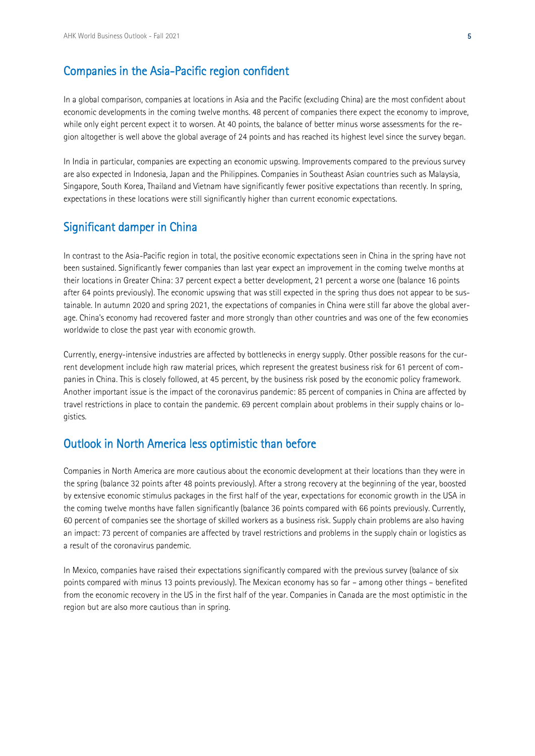## Companies in the Asia-Pacific region confident

In a global comparison, companies at locations in Asia and the Pacific (excluding China) are the most confident about economic developments in the coming twelve months. 48 percent of companies there expect the economy to improve, while only eight percent expect it to worsen. At 40 points, the balance of better minus worse assessments for the region altogether is well above the global average of 24 points and has reached its highest level since the survey began.

In India in particular, companies are expecting an economic upswing. Improvements compared to the previous survey are also expected in Indonesia, Japan and the Philippines. Companies in Southeast Asian countries such as Malaysia, Singapore, South Korea, Thailand and Vietnam have significantly fewer positive expectations than recently. In spring, expectations in these locations were still significantly higher than current economic expectations.

## Significant damper in China

In contrast to the Asia-Pacific region in total, the positive economic expectations seen in China in the spring have not been sustained. Significantly fewer companies than last year expect an improvement in the coming twelve months at their locations in Greater China: 37 percent expect a better development, 21 percent a worse one (balance 16 points after 64 points previously). The economic upswing that was still expected in the spring thus does not appear to be sustainable. In autumn 2020 and spring 2021, the expectations of companies in China were still far above the global average. China's economy had recovered faster and more strongly than other countries and was one of the few economies worldwide to close the past year with economic growth.

Currently, energy-intensive industries are affected by bottlenecks in energy supply. Other possible reasons for the current development include high raw material prices, which represent the greatest business risk for 61 percent of companies in China. This is closely followed, at 45 percent, by the business risk posed by the economic policy framework. Another important issue is the impact of the coronavirus pandemic: 85 percent of companies in China are affected by travel restrictions in place to contain the pandemic. 69 percent complain about problems in their supply chains or logistics.

## Outlook in North America less optimistic than before

Companies in North America are more cautious about the economic development at their locations than they were in the spring (balance 32 points after 48 points previously). After a strong recovery at the beginning of the year, boosted by extensive economic stimulus packages in the first half of the year, expectations for economic growth in the USA in the coming twelve months have fallen significantly (balance 36 points compared with 66 points previously. Currently, 60 percent of companies see the shortage of skilled workers as a business risk. Supply chain problems are also having an impact: 73 percent of companies are affected by travel restrictions and problems in the supply chain or logistics as a result of the coronavirus pandemic.

In Mexico, companies have raised their expectations significantly compared with the previous survey (balance of six points compared with minus 13 points previously). The Mexican economy has so far – among other things – benefited from the economic recovery in the US in the first half of the year. Companies in Canada are the most optimistic in the region but are also more cautious than in spring.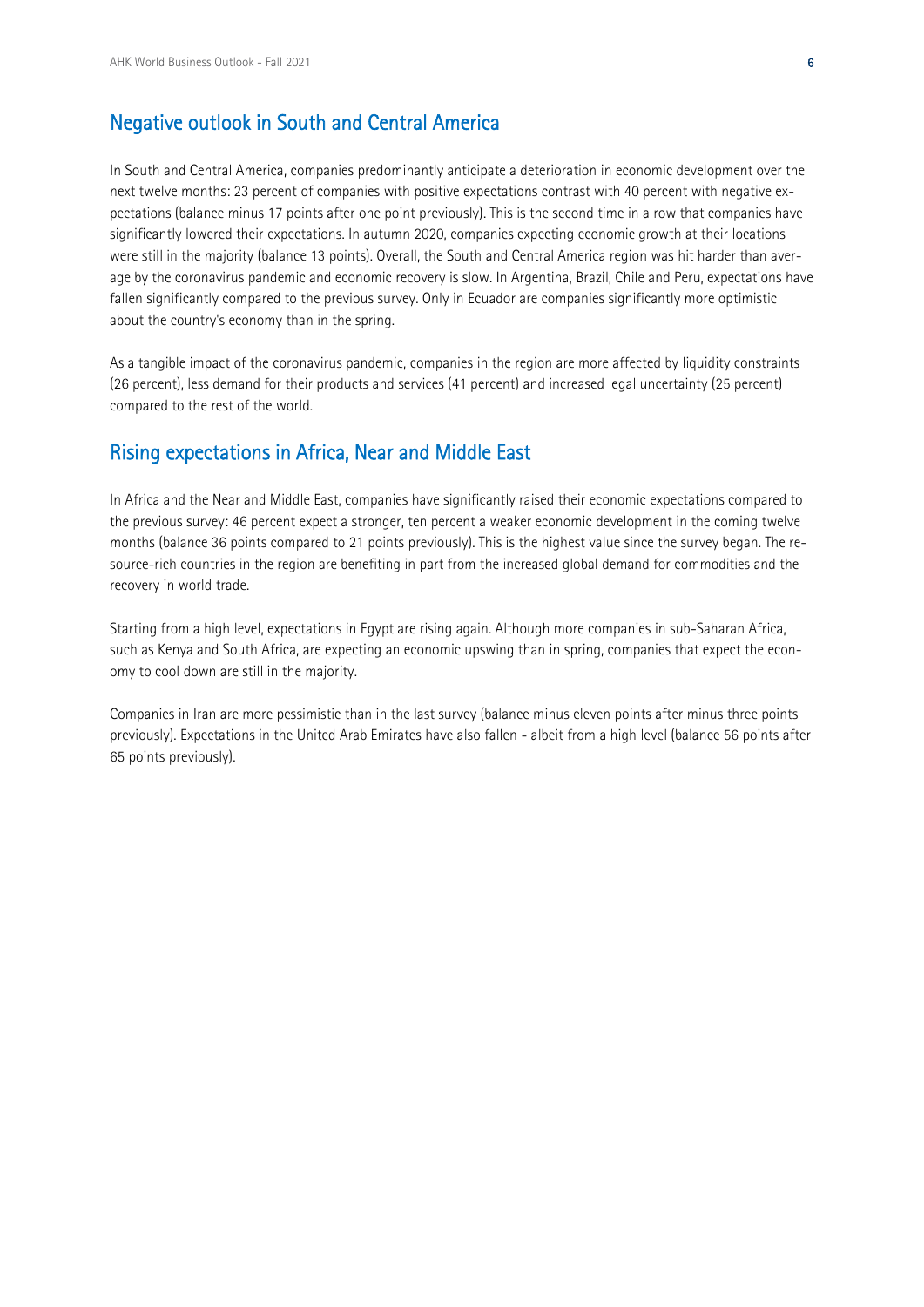## Negative outlook in South and Central America

In South and Central America, companies predominantly anticipate a deterioration in economic development over the next twelve months: 23 percent of companies with positive expectations contrast with 40 percent with negative expectations (balance minus 17 points after one point previously). This is the second time in a row that companies have significantly lowered their expectations. In autumn 2020, companies expecting economic growth at their locations were still in the majority (balance 13 points). Overall, the South and Central America region was hit harder than average by the coronavirus pandemic and economic recovery is slow. In Argentina, Brazil, Chile and Peru, expectations have fallen significantly compared to the previous survey. Only in Ecuador are companies significantly more optimistic about the country's economy than in the spring.

As a tangible impact of the coronavirus pandemic, companies in the region are more affected by liquidity constraints (26 percent), less demand for their products and services (41 percent) and increased legal uncertainty (25 percent) compared to the rest of the world.

## Rising expectations in Africa, Near and Middle East

In Africa and the Near and Middle East, companies have significantly raised their economic expectations compared to the previous survey: 46 percent expect a stronger, ten percent a weaker economic development in the coming twelve months (balance 36 points compared to 21 points previously). This is the highest value since the survey began. The resource-rich countries in the region are benefiting in part from the increased global demand for commodities and the recovery in world trade.

Starting from a high level, expectations in Egypt are rising again. Although more companies in sub-Saharan Africa, such as Kenya and South Africa, are expecting an economic upswing than in spring, companies that expect the economy to cool down are still in the majority.

Companies in Iran are more pessimistic than in the last survey (balance minus eleven points after minus three points previously). Expectations in the United Arab Emirates have also fallen - albeit from a high level (balance 56 points after 65 points previously).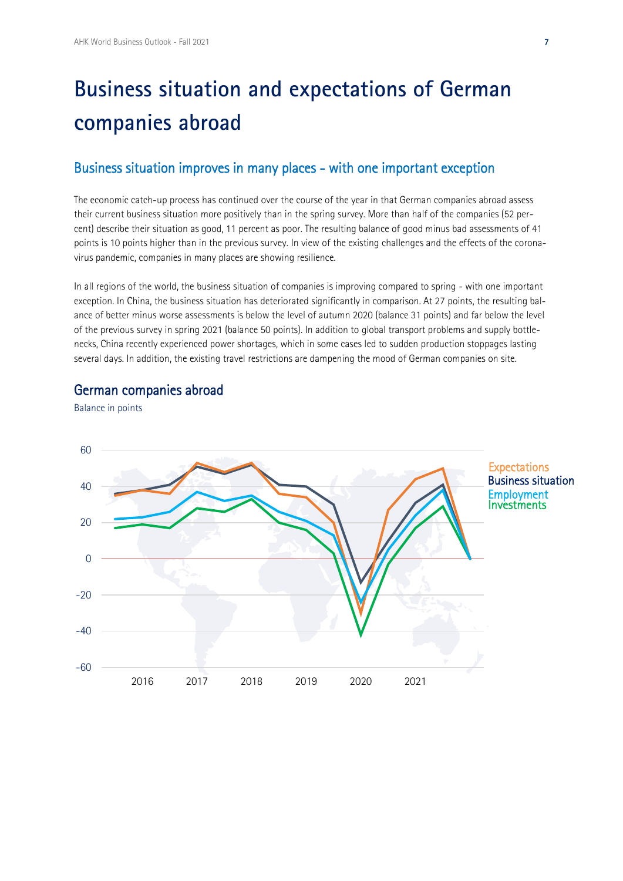# Business situation and expectations of German companies abroad

## Business situation improves in many places - with one important exception

The economic catch-up process has continued over the course of the year in that German companies abroad assess their current business situation more positively than in the spring survey. More than half of the companies (52 percent) describe their situation as good, 11 percent as poor. The resulting balance of good minus bad assessments of 41 points is 10 points higher than in the previous survey. In view of the existing challenges and the effects of the coronavirus pandemic, companies in many places are showing resilience.

In all regions of the world, the business situation of companies is improving compared to spring - with one important exception. In China, the business situation has deteriorated significantly in comparison. At 27 points, the resulting balance of better minus worse assessments is below the level of autumn 2020 (balance 31 points) and far below the level of the previous survey in spring 2021 (balance 50 points). In addition to global transport problems and supply bottlenecks, China recently experienced power shortages, which in some cases led to sudden production stoppages lasting several days. In addition, the existing travel restrictions are dampening the mood of German companies on site.

### German companies abroad

Balance in points

Legend: Expectations, Business situation, Employment, Investments

Y-axis: 60, 40, 20, 0, -20, -40, -60

X-axis: 2016, 2017, 2018, 2019, 2020, 2021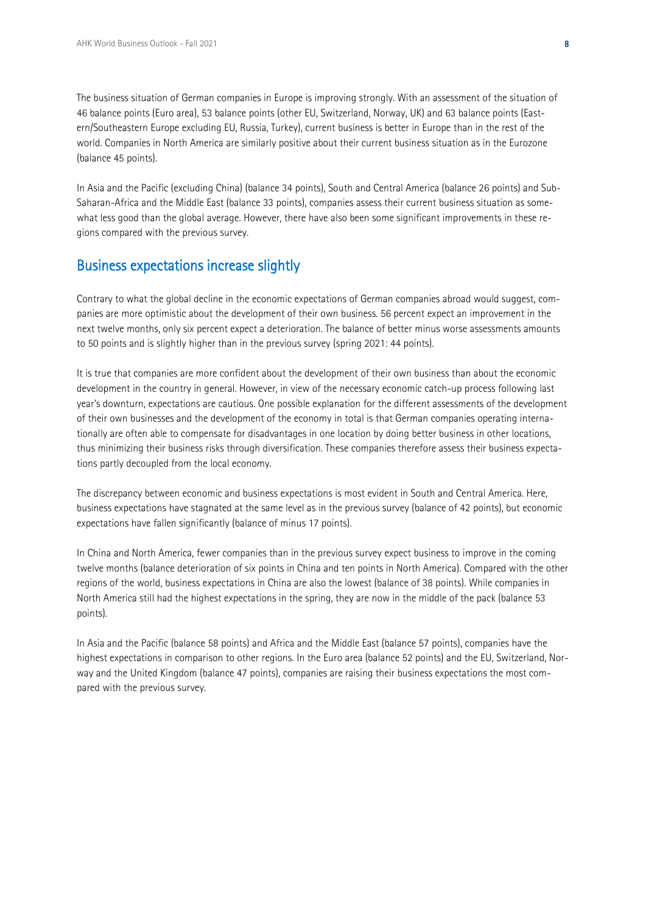The business situation of German companies in Europe is improving strongly. With an assessment of the situation of 46 balance points (Euro area), 53 balance points (other EU, Switzerland, Norway, UK) and 63 balance points (Eastern/Southeastern Europe excluding EU, Russia, Turkey), current business is better in Europe than in the rest of the world. Companies in North America are similarly positive about their current business situation as in the Eurozone (balance 45 points).

In Asia and the Pacific (excluding China) (balance 34 points), South and Central America (balance 26 points) and Sub-Saharan-Africa and the Middle East (balance 33 points), companies assess their current business situation as somewhat less good than the global average. However, there have also been some significant improvements in these regions compared with the previous survey.

## Business expectations increase slightly

Contrary to what the global decline in the economic expectations of German companies abroad would suggest, companies are more optimistic about the development of their own business. 56 percent expect an improvement in the next twelve months, only six percent expect a deterioration. The balance of better minus worse assessments amounts to 50 points and is slightly higher than in the previous survey (spring 2021: 44 points).

It is true that companies are more confident about the development of their own business than about the economic development in the country in general. However, in view of the necessary economic catch-up process following last year's downturn, expectations are cautious. One possible explanation for the different assessments of the development of their own businesses and the development of the economy in total is that German companies operating internationally are often able to compensate for disadvantages in one location by doing better business in other locations, thus minimizing their business risks through diversification. These companies therefore assess their business expectations partly decoupled from the local economy.

The discrepancy between economic and business expectations is most evident in South and Central America. Here, business expectations have stagnated at the same level as in the previous survey (balance of 42 points), but economic expectations have fallen significantly (balance of minus 17 points).

In China and North America, fewer companies than in the previous survey expect business to improve in the coming twelve months (balance deterioration of six points in China and ten points in North America). Compared with the other regions of the world, business expectations in China are also the lowest (balance of 38 points). While companies in North America still had the highest expectations in the spring, they are now in the middle of the pack (balance 53 points).

In Asia and the Pacific (balance 58 points) and Africa and the Middle East (balance 57 points), companies have the highest expectations in comparison to other regions. In the Euro area (balance 52 points) and the EU, Switzerland, Norway and the United Kingdom (balance 47 points), companies are raising their business expectations the most compared with the previous survey.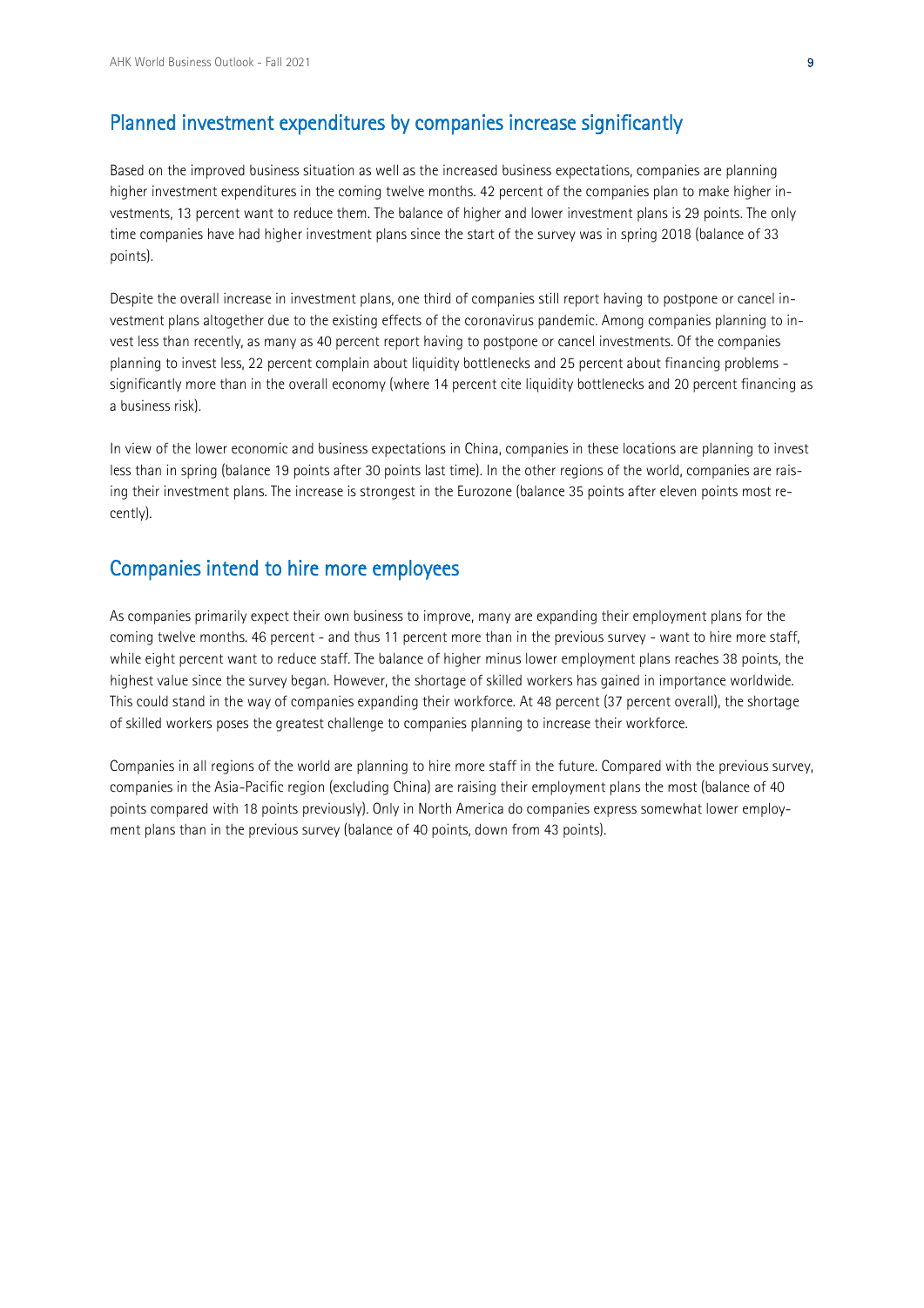## Planned investment expenditures by companies increase significantly

Based on the improved business situation as well as the increased business expectations, companies are planning higher investment expenditures in the coming twelve months. 42 percent of the companies plan to make higher investments, 13 percent want to reduce them. The balance of higher and lower investment plans is 29 points. The only time companies have had higher investment plans since the start of the survey was in spring 2018 (balance of 33 points).

Despite the overall increase in investment plans, one third of companies still report having to postpone or cancel investment plans altogether due to the existing effects of the coronavirus pandemic. Among companies planning to invest less than recently, as many as 40 percent report having to postpone or cancel investments. Of the companies planning to invest less, 22 percent complain about liquidity bottlenecks and 25 percent about financing problems - significantly more than in the overall economy (where 14 percent cite liquidity bottlenecks and 20 percent financing as a business risk).

In view of the lower economic and business expectations in China, companies in these locations are planning to invest less than in spring (balance 19 points after 30 points last time). In the other regions of the world, companies are raising their investment plans. The increase is strongest in the Eurozone (balance 35 points after eleven points most recently).

## Companies intend to hire more employees

As companies primarily expect their own business to improve, many are expanding their employment plans for the coming twelve months. 46 percent - and thus 11 percent more than in the previous survey - want to hire more staff, while eight percent want to reduce staff. The balance of higher minus lower employment plans reaches 38 points, the highest value since the survey began. However, the shortage of skilled workers has gained in importance worldwide. This could stand in the way of companies expanding their workforce. At 48 percent (37 percent overall), the shortage of skilled workers poses the greatest challenge to companies planning to increase their workforce.

Companies in all regions of the world are planning to hire more staff in the future. Compared with the previous survey, companies in the Asia-Pacific region (excluding China) are raising their employment plans the most (balance of 40 points compared with 18 points previously). Only in North America do companies express somewhat lower employment plans than in the previous survey (balance of 40 points, down from 43 points).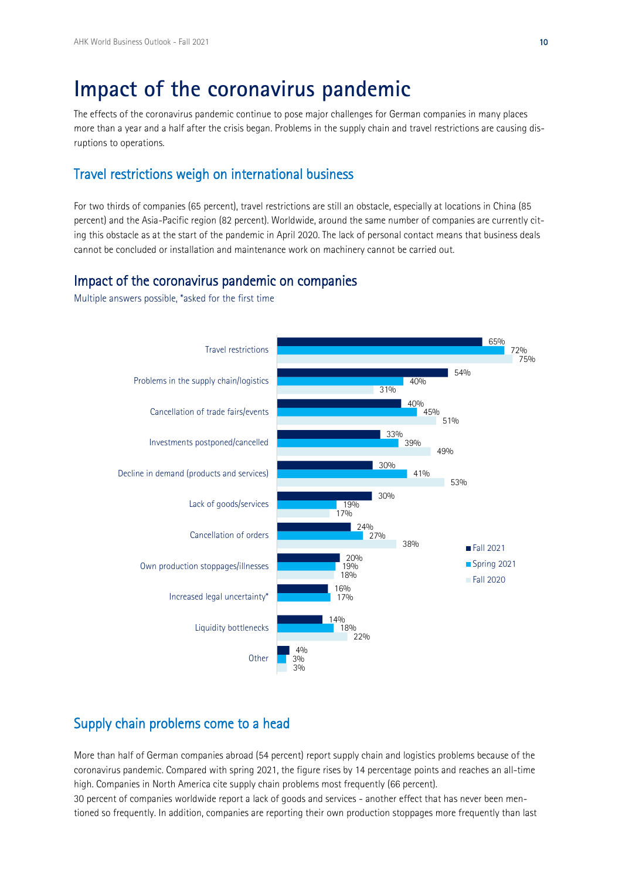# Impact of the coronavirus pandemic

The effects of the coronavirus pandemic continue to pose major challenges for German companies in many places more than a year and a half after the crisis began. Problems in the supply chain and travel restrictions are causing disruptions to operations.

## Travel restrictions weigh on international business

For two thirds of companies (65 percent), travel restrictions are still an obstacle, especially at locations in China (85 percent) and the Asia-Pacific region (82 percent). Worldwide, around the same number of companies are currently citing this obstacle as at the start of the pandemic in April 2020. The lack of personal contact means that business deals cannot be concluded or installation and maintenance work on machinery cannot be carried out.

## Impact of the coronavirus pandemic on companies

Multiple answers possible, *asked for the first time

| | Fall 2021 | Spring 2021 | Fall 2020 |
|---|---|---|---|
| Travel restrictions | 65% | 72% | 75% |
| Problems in the supply chain/logistics | 54% | 40% | 31% |
| Cancellation of trade fairs/events | 40% | 45% | 51% |
| Investments postponed/cancelled | 33% | 39% | 49% |
| Decline in demand (products and services) | 30% | 41% | 53% |
| Lack of goods/services | 30% | 19% | 17% |
| Cancellation of orders | 24% | 27% | 38% |
| Own production stoppages/illnesses | 20% | 19% | 18% |
| Increased legal uncertainty* | 16% | 17% | |
| Liquidity bottlenecks | 14% | 18% | 22% |
| Other | 4% | 3% | 3% |

## Supply chain problems come to a head

More than half of German companies abroad (54 percent) report supply chain and logistics problems because of the coronavirus pandemic. Compared with spring 2021, the figure rises by 14 percentage points and reaches an all-time high. Companies in North America cite supply chain problems most frequently (66 percent).
30 percent of companies worldwide report a lack of goods and services - another effect that has never been mentioned so frequently. In addition, companies are reporting their own production stoppages more frequently than last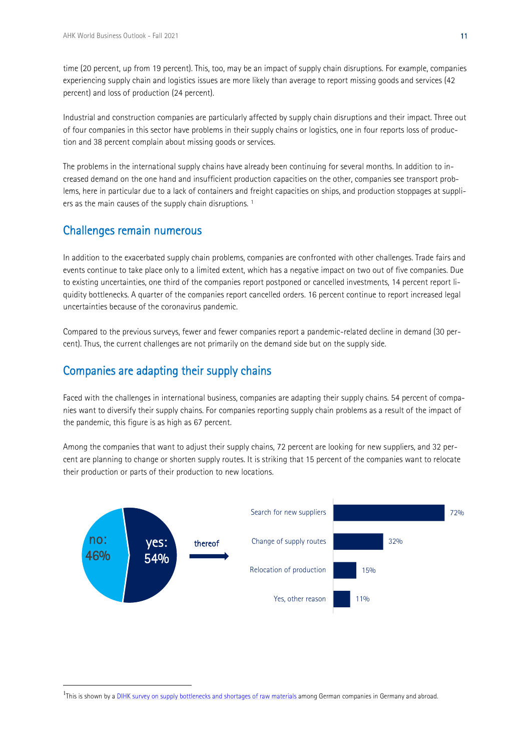time (20 percent, up from 19 percent). This, too, may be an impact of supply chain disruptions. For example, companies experiencing supply chain and logistics issues are more likely than average to report missing goods and services (42 percent) and loss of production (24 percent).

Industrial and construction companies are particularly affected by supply chain disruptions and their impact. Three out of four companies in this sector have problems in their supply chains or logistics, one in four reports loss of production and 38 percent complain about missing goods or services.

The problems in the international supply chains have already been continuing for several months. In addition to increased demand on the one hand and insufficient production capacities on the other, companies see transport problems, here in particular due to a lack of containers and freight capacities on ships, and production stoppages at suppliers as the main causes of the supply chain disruptions. [1]

## Challenges remain numerous

In addition to the exacerbated supply chain problems, companies are confronted with other challenges. Trade fairs and events continue to take place only to a limited extent, which has a negative impact on two out of five companies. Due to existing uncertainties, one third of the companies report postponed or cancelled investments, 14 percent report liquidity bottlenecks. A quarter of the companies report cancelled orders. 16 percent continue to report increased legal uncertainties because of the coronavirus pandemic.

Compared to the previous surveys, fewer and fewer companies report a pandemic-related decline in demand (30 percent). Thus, the current challenges are not primarily on the demand side but on the supply side.

## Companies are adapting their supply chains

Faced with the challenges in international business, companies are adapting their supply chains. 54 percent of companies want to diversify their supply chains. For companies reporting supply chain problems as a result of the impact of the pandemic, this figure is as high as 67 percent.

Among the companies that want to adjust their supply chains, 72 percent are looking for new suppliers, and 32 percent are planning to change or shorten supply routes. It is striking that 15 percent of the companies want to relocate their production or parts of their production to new locations.

no: 46%

yes: 54%

thereof

| | |
|---|---|
| Search for new suppliers | 72% |
| Change of supply routes | 32% |
| Relocation of production | 15% |
| Yes, other reason | 11% |

[1] This is shown by a DIHK survey on supply bottlenecks and shortages of raw materials among German companies in Germany and abroad.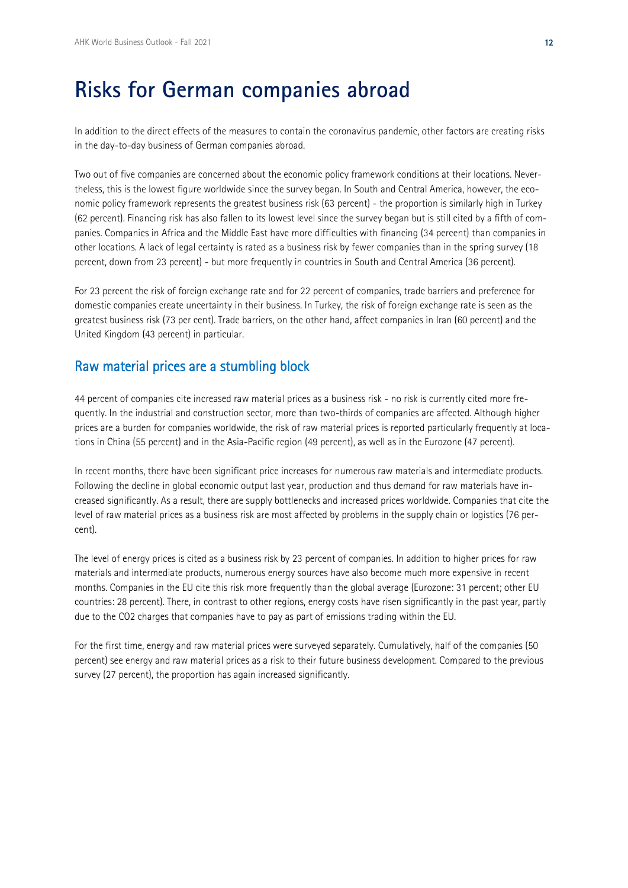# Risks for German companies abroad

In addition to the direct effects of the measures to contain the coronavirus pandemic, other factors are creating risks in the day-to-day business of German companies abroad.

Two out of five companies are concerned about the economic policy framework conditions at their locations. Nevertheless, this is the lowest figure worldwide since the survey began. In South and Central America, however, the economic policy framework represents the greatest business risk (63 percent) - the proportion is similarly high in Turkey (62 percent). Financing risk has also fallen to its lowest level since the survey began but is still cited by a fifth of companies. Companies in Africa and the Middle East have more difficulties with financing (34 percent) than companies in other locations. A lack of legal certainty is rated as a business risk by fewer companies than in the spring survey (18 percent, down from 23 percent) - but more frequently in countries in South and Central America (36 percent).

For 23 percent the risk of foreign exchange rate and for 22 percent of companies, trade barriers and preference for domestic companies create uncertainty in their business. In Turkey, the risk of foreign exchange rate is seen as the greatest business risk (73 per cent). Trade barriers, on the other hand, affect companies in Iran (60 percent) and the United Kingdom (43 percent) in particular.

## Raw material prices are a stumbling block

44 percent of companies cite increased raw material prices as a business risk - no risk is currently cited more frequently. In the industrial and construction sector, more than two-thirds of companies are affected. Although higher prices are a burden for companies worldwide, the risk of raw material prices is reported particularly frequently at locations in China (55 percent) and in the Asia-Pacific region (49 percent), as well as in the Eurozone (47 percent).

In recent months, there have been significant price increases for numerous raw materials and intermediate products. Following the decline in global economic output last year, production and thus demand for raw materials have increased significantly. As a result, there are supply bottlenecks and increased prices worldwide. Companies that cite the level of raw material prices as a business risk are most affected by problems in the supply chain or logistics (76 percent).

The level of energy prices is cited as a business risk by 23 percent of companies. In addition to higher prices for raw materials and intermediate products, numerous energy sources have also become much more expensive in recent months. Companies in the EU cite this risk more frequently than the global average (Eurozone: 31 percent; other EU countries: 28 percent). There, in contrast to other regions, energy costs have risen significantly in the past year, partly due to the $CO_2$ charges that companies have to pay as part of emissions trading within the EU.

For the first time, energy and raw material prices were surveyed separately. Cumulatively, half of the companies (50 percent) see energy and raw material prices as a risk to their future business development. Compared to the previous survey (27 percent), the proportion has again increased significantly.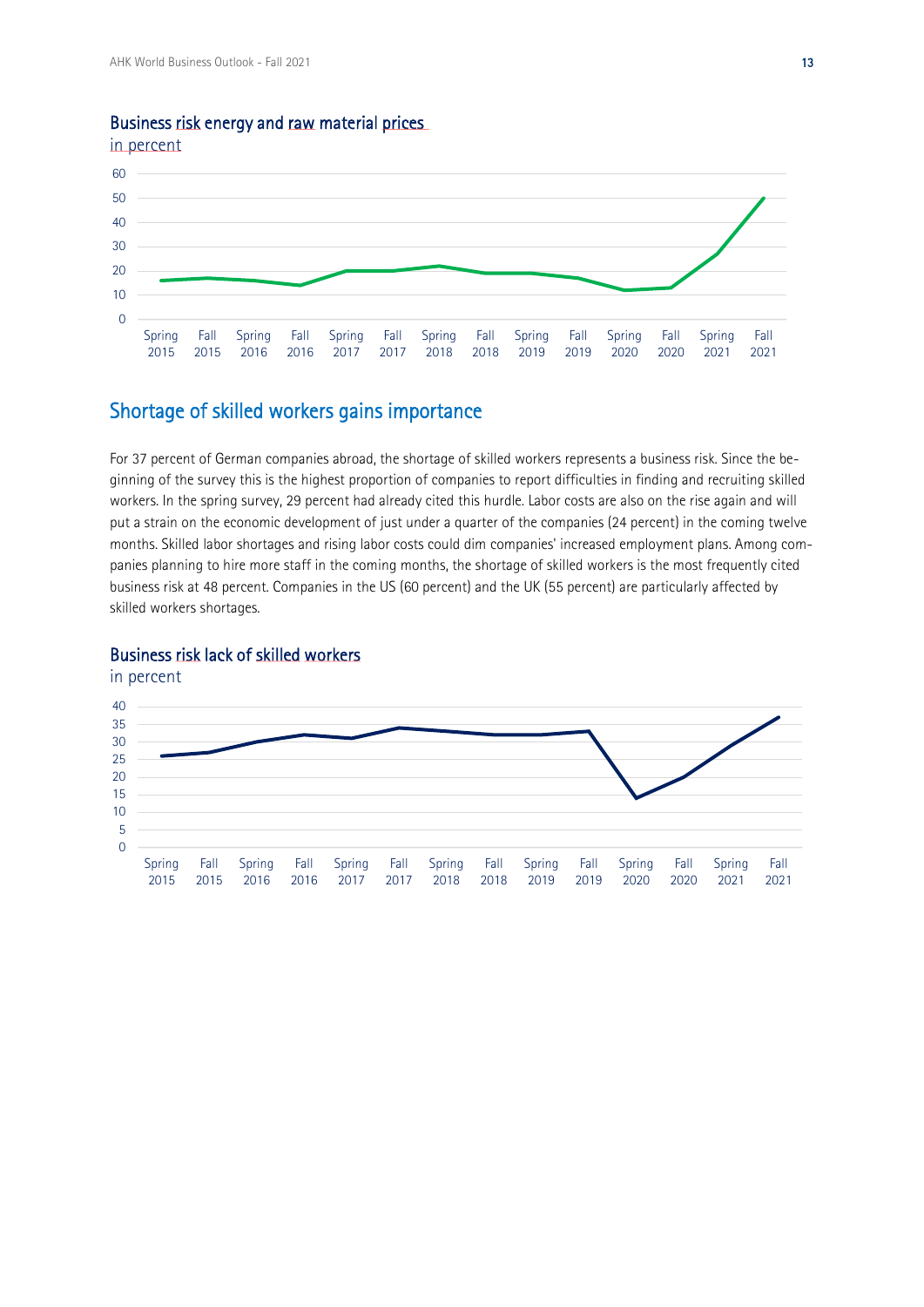Business risk energy and raw material prices
in percent

## Shortage of skilled workers gains importance

For 37 percent of German companies abroad, the shortage of skilled workers represents a business risk. Since the beginning of the survey this is the highest proportion of companies to report difficulties in finding and recruiting skilled workers. In the spring survey, 29 percent had already cited this hurdle. Labor costs are also on the rise again and will put a strain on the economic development of just under a quarter of the companies (24 percent) in the coming twelve months. Skilled labor shortages and rising labor costs could dim companies' increased employment plans. Among companies planning to hire more staff in the coming months, the shortage of skilled workers is the most frequently cited business risk at 48 percent. Companies in the US (60 percent) and the UK (55 percent) are particularly affected by skilled workers shortages.

Business risk lack of skilled workers
in percent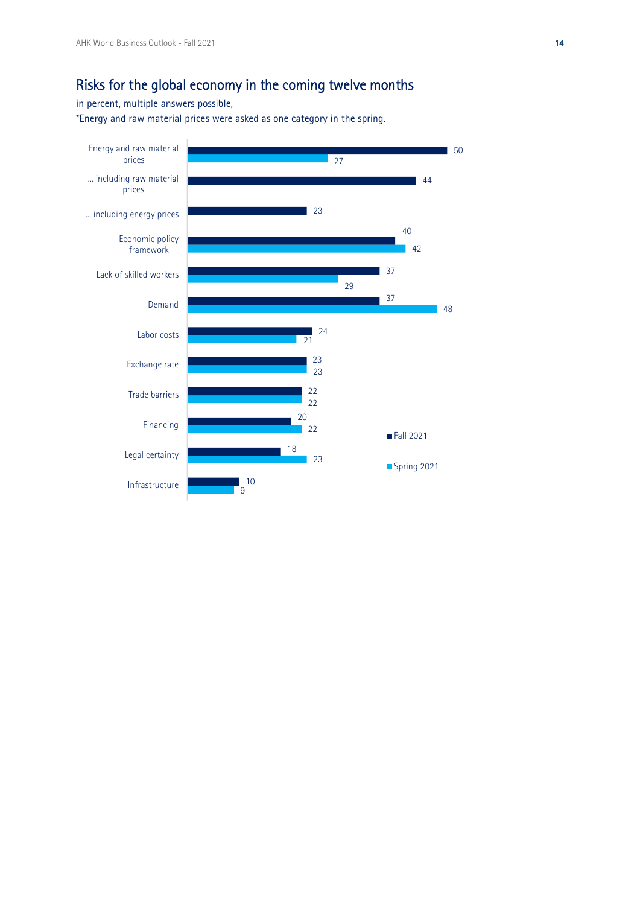## Risks for the global economy in the coming twelve months

in percent, multiple answers possible,
*Energy and raw material prices were asked as one category in the spring.

| | Fall 2021 | Spring 2021 |
|---|---|---|
| Energy and raw material prices | 50 | 27 |
| ... including raw material prices | 44 | |
| ... including energy prices | 23 | |
| Economic policy framework | 40 | 42 |
| Lack of skilled workers | 37 | 29 |
| Demand | 37 | 48 |
| Labor costs | 24 | 21 |
| Exchange rate | 23 | 23 |
| Trade barriers | 22 | 22 |
| Financing | 20 | 22 |
| Legal certainty | 18 | 23 |
| Infrastructure | 10 | 9 |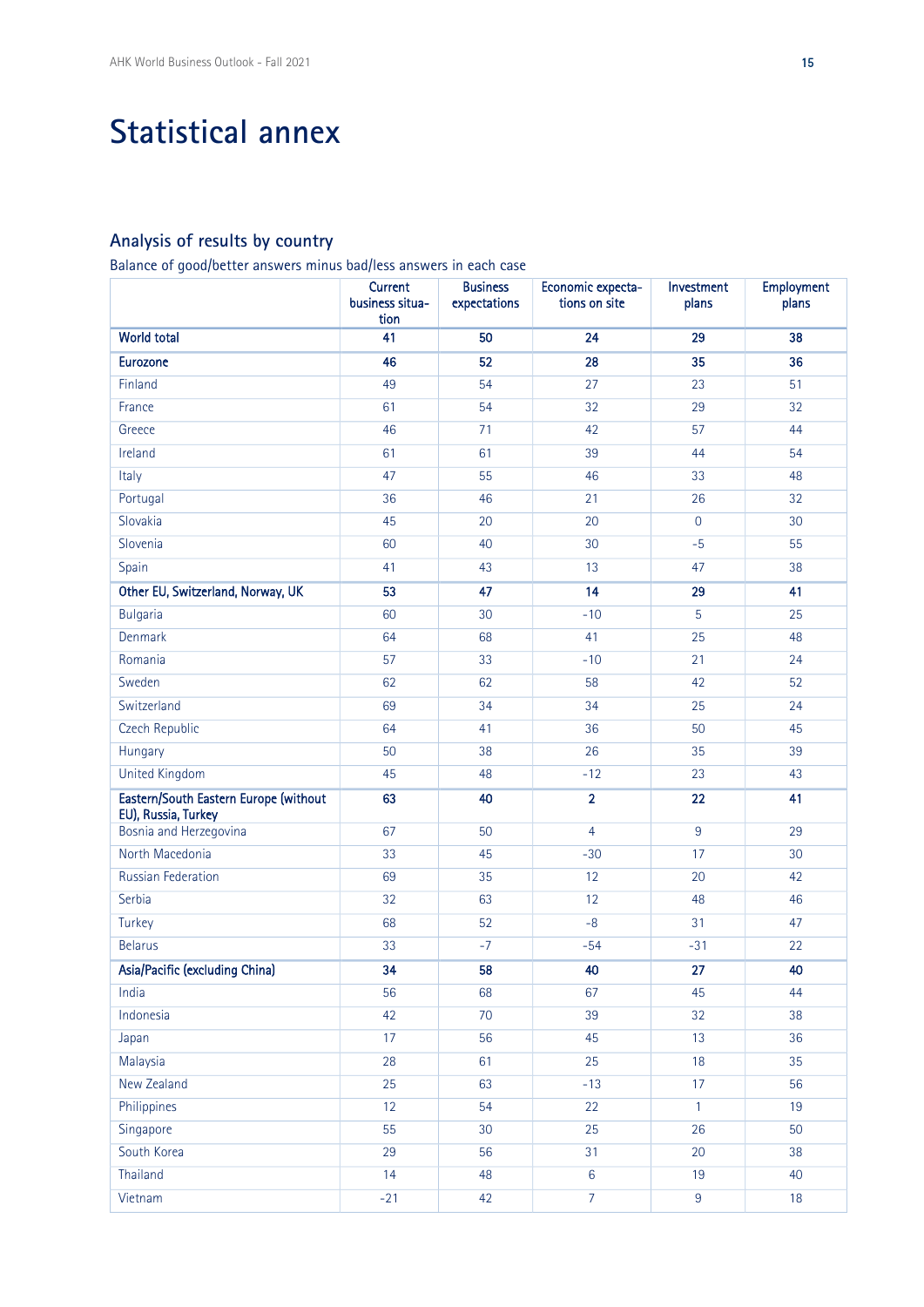# Statistical annex

## Analysis of results by country

Balance of good/better answers minus bad/less answers in each case

| | Current business situation | Business expectations | Economic expectations on site | Investment plans | Employment plans |
|---|---|---|---|---|---|
| **World total** | **41** | **50** | **24** | **29** | **38** |
| **Eurozone** | **46** | **52** | **28** | **35** | **36** |
| Finland | 49 | 54 | 27 | 23 | 51 |
| France | 61 | 54 | 32 | 29 | 32 |
| Greece | 46 | 71 | 42 | 57 | 44 |
| Ireland | 61 | 61 | 39 | 44 | 54 |
| Italy | 47 | 55 | 46 | 33 | 48 |
| Portugal | 36 | 46 | 21 | 26 | 32 |
| Slovakia | 45 | 20 | 20 | 0 | 30 |
| Slovenia | 60 | 40 | 30 | -5 | 55 |
| Spain | 41 | 43 | 13 | 47 | 38 |
| **Other EU, Switzerland, Norway, UK** | **53** | **47** | **14** | **29** | **41** |
| Bulgaria | 60 | 30 | -10 | 5 | 25 |
| Denmark | 64 | 68 | 41 | 25 | 48 |
| Romania | 57 | 33 | -10 | 21 | 24 |
| Sweden | 62 | 62 | 58 | 42 | 52 |
| Switzerland | 69 | 34 | 34 | 25 | 24 |
| Czech Republic | 64 | 41 | 36 | 50 | 45 |
| Hungary | 50 | 38 | 26 | 35 | 39 |
| United Kingdom | 45 | 48 | -12 | 23 | 43 |
| **Eastern/South Eastern Europe (without EU), Russia, Turkey** | **63** | **40** | **2** | **22** | **41** |
| Bosnia and Herzegovina | 67 | 50 | 4 | 9 | 29 |
| North Macedonia | 33 | 45 | -30 | 17 | 30 |
| Russian Federation | 69 | 35 | 12 | 20 | 42 |
| Serbia | 32 | 63 | 12 | 48 | 46 |
| Turkey | 68 | 52 | -8 | 31 | 47 |
| Belarus | 33 | -7 | -54 | -31 | 22 |
| **Asia/Pacific (excluding China)** | **34** | **58** | **40** | **27** | **40** |
| India | 56 | 68 | 67 | 45 | 44 |
| Indonesia | 42 | 70 | 39 | 32 | 38 |
| Japan | 17 | 56 | 45 | 13 | 36 |
| Malaysia | 28 | 61 | 25 | 18 | 35 |
| New Zealand | 25 | 63 | -13 | 17 | 56 |
| Philippines | 12 | 54 | 22 | 1 | 19 |
| Singapore | 55 | 30 | 25 | 26 | 50 |
| South Korea | 29 | 56 | 31 | 20 | 38 |
| Thailand | 14 | 48 | 6 | 19 | 40 |
| Vietnam | -21 | 42 | 7 | 9 | 18 |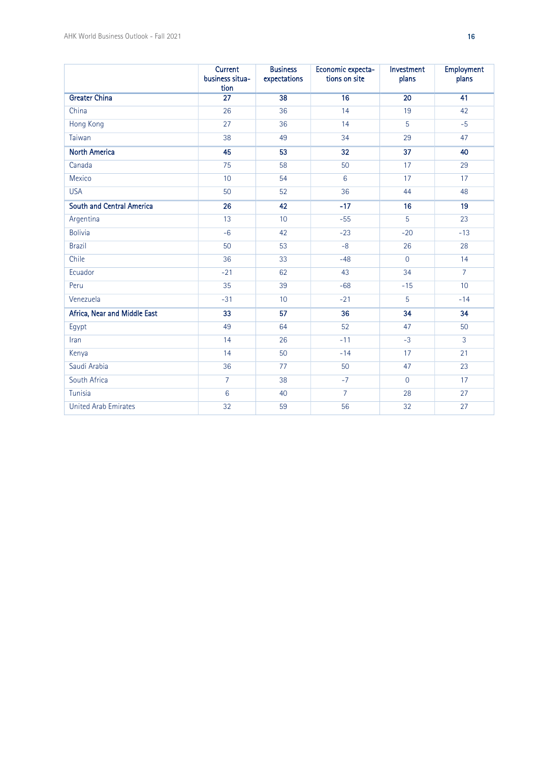| | Current business situation | Business expectations | Economic expectations on site | Investment plans | Employment plans |
|---|---|---|---|---|---|
| **Greater China** | **27** | **38** | **16** | **20** | **41** |
| China | 26 | 36 | 14 | 19 | 42 |
| Hong Kong | 27 | 36 | 14 | 5 | -5 |
| Taiwan | 38 | 49 | 34 | 29 | 47 |
| **North America** | **45** | **53** | **32** | **37** | **40** |
| Canada | 75 | 58 | 50 | 17 | 29 |
| Mexico | 10 | 54 | 6 | 17 | 17 |
| USA | 50 | 52 | 36 | 44 | 48 |
| **South and Central America** | **26** | **42** | **-17** | **16** | **19** |
| Argentina | 13 | 10 | -55 | 5 | 23 |
| Bolivia | -6 | 42 | -23 | -20 | -13 |
| Brazil | 50 | 53 | -8 | 26 | 28 |
| Chile | 36 | 33 | -48 | 0 | 14 |
| Ecuador | -21 | 62 | 43 | 34 | 7 |
| Peru | 35 | 39 | -68 | -15 | 10 |
| Venezuela | -31 | 10 | -21 | 5 | -14 |
| **Africa, Near and Middle East** | **33** | **57** | **36** | **34** | **34** |
| Egypt | 49 | 64 | 52 | 47 | 50 |
| Iran | 14 | 26 | -11 | -3 | 3 |
| Kenya | 14 | 50 | -14 | 17 | 21 |
| Saudi Arabia | 36 | 77 | 50 | 47 | 23 |
| South Africa | 7 | 38 | -7 | 0 | 17 |
| Tunisia | 6 | 40 | 7 | 28 | 27 |
| United Arab Emirates | 32 | 59 | 56 | 32 | 27 |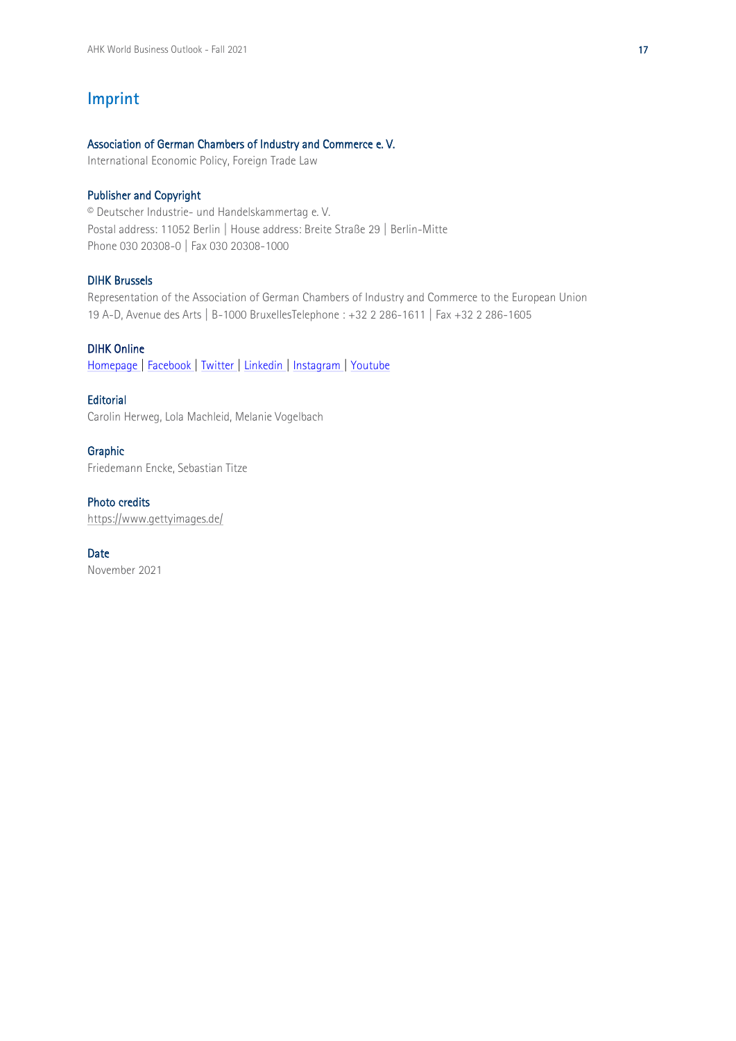# Imprint

### Association of German Chambers of Industry and Commerce e. V.

International Economic Policy, Foreign Trade Law

### Publisher and Copyright

© Deutscher Industrie- und Handelskammertag e. V.
Postal address: 11052 Berlin | House address: Breite Straße 29 | Berlin-Mitte
Phone 030 20308-0 | Fax 030 20308-1000

### DIHK Brussels

Representation of the Association of German Chambers of Industry and Commerce to the European Union
19 A-D, Avenue des Arts | B-1000 BruxellesTelephone : +32 2 286-1611 | Fax +32 2 286-1605

### DIHK Online

Homepage | Facebook | Twitter | Linkedin | Instagram | Youtube

### Editorial

Carolin Herweg, Lola Machleid, Melanie Vogelbach

### Graphic

Friedemann Encke, Sebastian Titze

### Photo credits

https://www.gettyimages.de/

### Date

November 2021